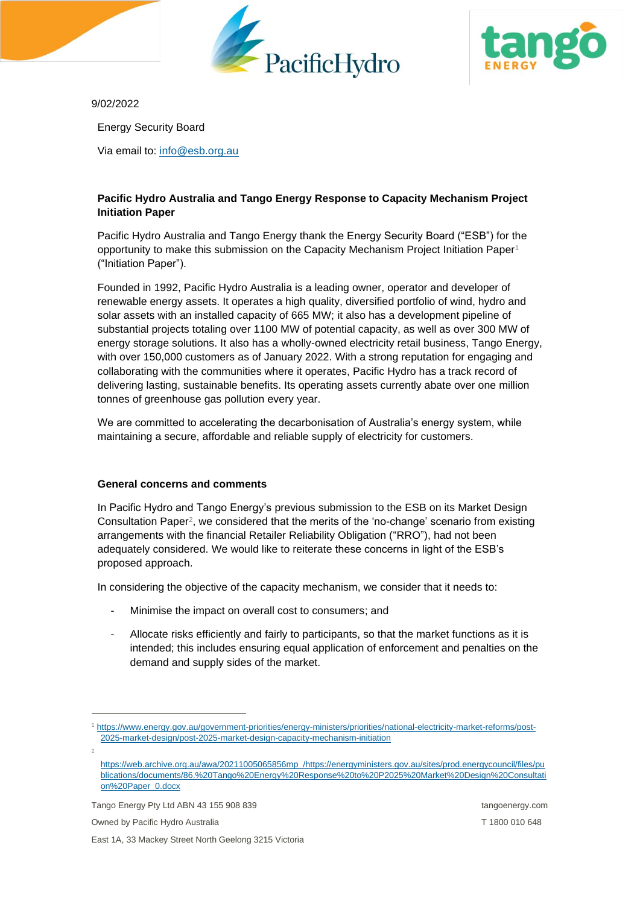9/02/2022

Energy Security Board

Via email to: info@esb.org.au

**Pacific Hydro Australia and Tango Energy Response to Capacity Mechanism Project Initiation Paper**

Pacific Hydro Australia and Tango Energy thank the Energy Security Board ("ESB") for the opportunity to make this submission on the Capacity Mechanism Project Initiation Paper[1] ("Initiation Paper").

Founded in 1992, Pacific Hydro Australia is a leading owner, operator and developer of renewable energy assets. It operates a high quality, diversified portfolio of wind, hydro and solar assets with an installed capacity of 665 MW; it also has a development pipeline of substantial projects totaling over 1100 MW of potential capacity, as well as over 300 MW of energy storage solutions. It also has a wholly-owned electricity retail business, Tango Energy, with over 150,000 customers as of January 2022. With a strong reputation for engaging and collaborating with the communities where it operates, Pacific Hydro has a track record of delivering lasting, sustainable benefits. Its operating assets currently abate over one million tonnes of greenhouse gas pollution every year.

We are committed to accelerating the decarbonisation of Australia's energy system, while maintaining a secure, affordable and reliable supply of electricity for customers.

**General concerns and comments**

In Pacific Hydro and Tango Energy's previous submission to the ESB on its Market Design Consultation Paper[2], we considered that the merits of the 'no-change' scenario from existing arrangements with the financial Retailer Reliability Obligation ("RRO"), had not been adequately considered. We would like to reiterate these concerns in light of the ESB's proposed approach.

In considering the objective of the capacity mechanism, we consider that it needs to:

- Minimise the impact on overall cost to consumers; and
- Allocate risks efficiently and fairly to participants, so that the market functions as it is intended; this includes ensuring equal application of enforcement and penalties on the demand and supply sides of the market.

[1] https://www.energy.gov.au/government-priorities/energy-ministers/priorities/national-electricity-market-reforms/post-2025-market-design/post-2025-market-design-capacity-mechanism-initiation

[2] https://web.archive.org.au/awa/20211005065856mp_/https://energyministers.gov.au/sites/prod.energycouncil/files/publications/documents/86.%20Tango%20Energy%20Response%20to%20P2025%20Market%20Design%20Consultation%20Paper_0.docx

Tango Energy Pty Ltd ABN 43 155 908 839

Owned by Pacific Hydro Australia

East 1A, 33 Mackey Street North Geelong 3215 Victoria

tangoenergy.com

T 1800 010 648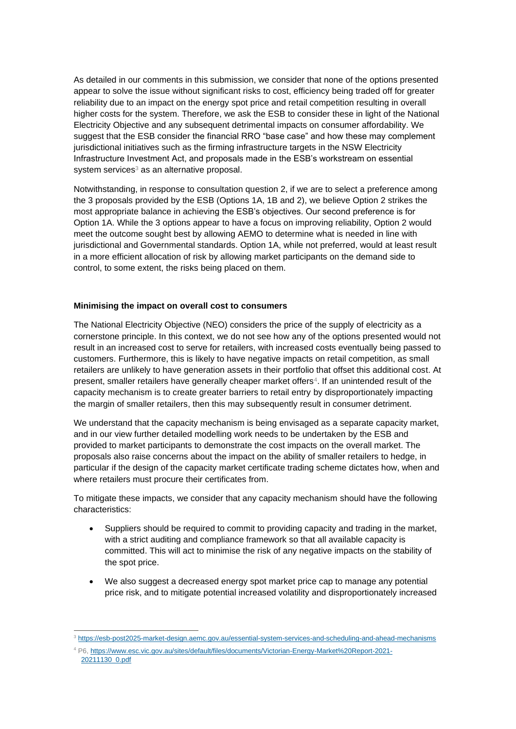As detailed in our comments in this submission, we consider that none of the options presented appear to solve the issue without significant risks to cost, efficiency being traded off for greater reliability due to an impact on the energy spot price and retail competition resulting in overall higher costs for the system. Therefore, we ask the ESB to consider these in light of the National Electricity Objective and any subsequent detrimental impacts on consumer affordability. We suggest that the ESB consider the financial RRO "base case" and how these may complement jurisdictional initiatives such as the firming infrastructure targets in the NSW Electricity Infrastructure Investment Act, and proposals made in the ESB's workstream on essential system services[3] as an alternative proposal.

Notwithstanding, in response to consultation question 2, if we are to select a preference among the 3 proposals provided by the ESB (Options 1A, 1B and 2), we believe Option 2 strikes the most appropriate balance in achieving the ESB's objectives. Our second preference is for Option 1A. While the 3 options appear to have a focus on improving reliability, Option 2 would meet the outcome sought best by allowing AEMO to determine what is needed in line with jurisdictional and Governmental standards. Option 1A, while not preferred, would at least result in a more efficient allocation of risk by allowing market participants on the demand side to control, to some extent, the risks being placed on them.

**Minimising the impact on overall cost to consumers**

The National Electricity Objective (NEO) considers the price of the supply of electricity as a cornerstone principle. In this context, we do not see how any of the options presented would not result in an increased cost to serve for retailers, with increased costs eventually being passed to customers. Furthermore, this is likely to have negative impacts on retail competition, as small retailers are unlikely to have generation assets in their portfolio that offset this additional cost. At present, smaller retailers have generally cheaper market offers[4]. If an unintended result of the capacity mechanism is to create greater barriers to retail entry by disproportionately impacting the margin of smaller retailers, then this may subsequently result in consumer detriment.

We understand that the capacity mechanism is being envisaged as a separate capacity market, and in our view further detailed modelling work needs to be undertaken by the ESB and provided to market participants to demonstrate the cost impacts on the overall market. The proposals also raise concerns about the impact on the ability of smaller retailers to hedge, in particular if the design of the capacity market certificate trading scheme dictates how, when and where retailers must procure their certificates from.

To mitigate these impacts, we consider that any capacity mechanism should have the following characteristics:

- Suppliers should be required to commit to providing capacity and trading in the market, with a strict auditing and compliance framework so that all available capacity is committed. This will act to minimise the risk of any negative impacts on the stability of the spot price.
- We also suggest a decreased energy spot market price cap to manage any potential price risk, and to mitigate potential increased volatility and disproportionately increased

[3] https://esb-post2025-market-design.aemc.gov.au/essential-system-services-and-scheduling-and-ahead-mechanisms

[4] P6, https://www.esc.vic.gov.au/sites/default/files/documents/Victorian-Energy-Market%20Report-2021-20211130_0.pdf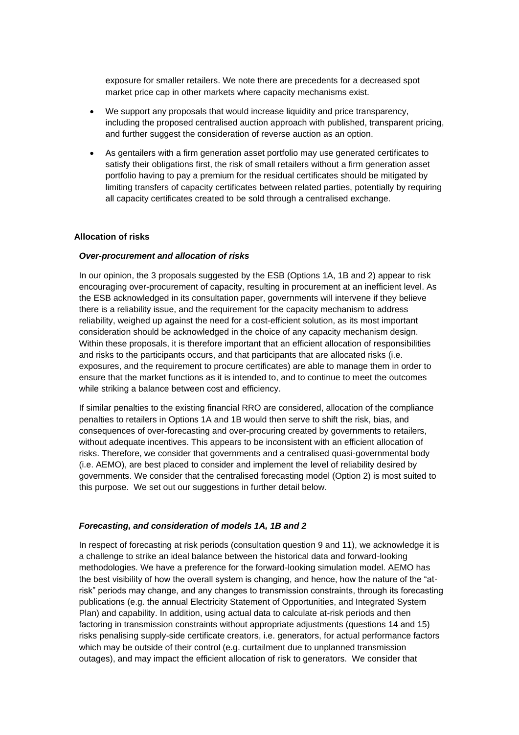exposure for smaller retailers. We note there are precedents for a decreased spot market price cap in other markets where capacity mechanisms exist.

- We support any proposals that would increase liquidity and price transparency, including the proposed centralised auction approach with published, transparent pricing, and further suggest the consideration of reverse auction as an option.
- As gentailers with a firm generation asset portfolio may use generated certificates to satisfy their obligations first, the risk of small retailers without a firm generation asset portfolio having to pay a premium for the residual certificates should be mitigated by limiting transfers of capacity certificates between related parties, potentially by requiring all capacity certificates created to be sold through a centralised exchange.

**Allocation of risks**

***Over-procurement and allocation of risks***

In our opinion, the 3 proposals suggested by the ESB (Options 1A, 1B and 2) appear to risk encouraging over-procurement of capacity, resulting in procurement at an inefficient level. As the ESB acknowledged in its consultation paper, governments will intervene if they believe there is a reliability issue, and the requirement for the capacity mechanism to address reliability, weighed up against the need for a cost-efficient solution, as its most important consideration should be acknowledged in the choice of any capacity mechanism design. Within these proposals, it is therefore important that an efficient allocation of responsibilities and risks to the participants occurs, and that participants that are allocated risks (i.e. exposures, and the requirement to procure certificates) are able to manage them in order to ensure that the market functions as it is intended to, and to continue to meet the outcomes while striking a balance between cost and efficiency.

If similar penalties to the existing financial RRO are considered, allocation of the compliance penalties to retailers in Options 1A and 1B would then serve to shift the risk, bias, and consequences of over-forecasting and over-procuring created by governments to retailers, without adequate incentives. This appears to be inconsistent with an efficient allocation of risks. Therefore, we consider that governments and a centralised quasi-governmental body (i.e. AEMO), are best placed to consider and implement the level of reliability desired by governments. We consider that the centralised forecasting model (Option 2) is most suited to this purpose. We set out our suggestions in further detail below.

***Forecasting, and consideration of models 1A, 1B and 2***

In respect of forecasting at risk periods (consultation question 9 and 11), we acknowledge it is a challenge to strike an ideal balance between the historical data and forward-looking methodologies. We have a preference for the forward-looking simulation model. AEMO has the best visibility of how the overall system is changing, and hence, how the nature of the "at-risk" periods may change, and any changes to transmission constraints, through its forecasting publications (e.g. the annual Electricity Statement of Opportunities, and Integrated System Plan) and capability. In addition, using actual data to calculate at-risk periods and then factoring in transmission constraints without appropriate adjustments (questions 14 and 15) risks penalising supply-side certificate creators, i.e. generators, for actual performance factors which may be outside of their control (e.g. curtailment due to unplanned transmission outages), and may impact the efficient allocation of risk to generators. We consider that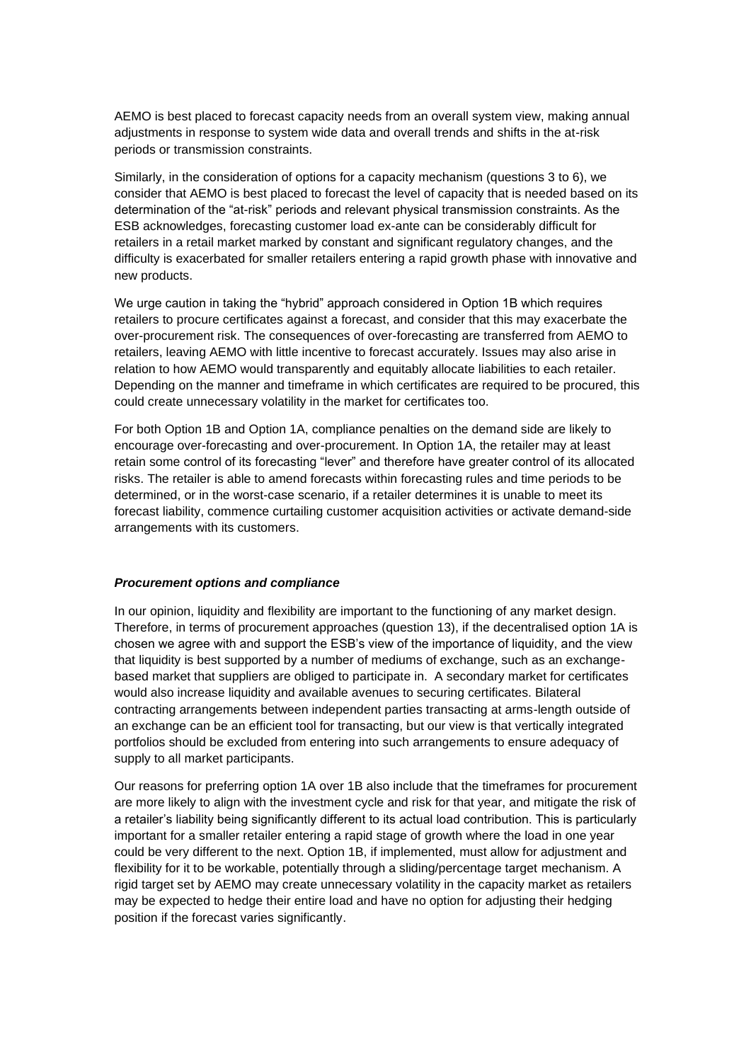AEMO is best placed to forecast capacity needs from an overall system view, making annual adjustments in response to system wide data and overall trends and shifts in the at-risk periods or transmission constraints.

Similarly, in the consideration of options for a capacity mechanism (questions 3 to 6), we consider that AEMO is best placed to forecast the level of capacity that is needed based on its determination of the "at-risk" periods and relevant physical transmission constraints. As the ESB acknowledges, forecasting customer load ex-ante can be considerably difficult for retailers in a retail market marked by constant and significant regulatory changes, and the difficulty is exacerbated for smaller retailers entering a rapid growth phase with innovative and new products.

We urge caution in taking the "hybrid" approach considered in Option 1B which requires retailers to procure certificates against a forecast, and consider that this may exacerbate the over-procurement risk. The consequences of over-forecasting are transferred from AEMO to retailers, leaving AEMO with little incentive to forecast accurately. Issues may also arise in relation to how AEMO would transparently and equitably allocate liabilities to each retailer. Depending on the manner and timeframe in which certificates are required to be procured, this could create unnecessary volatility in the market for certificates too.

For both Option 1B and Option 1A, compliance penalties on the demand side are likely to encourage over-forecasting and over-procurement. In Option 1A, the retailer may at least retain some control of its forecasting "lever" and therefore have greater control of its allocated risks. The retailer is able to amend forecasts within forecasting rules and time periods to be determined, or in the worst-case scenario, if a retailer determines it is unable to meet its forecast liability, commence curtailing customer acquisition activities or activate demand-side arrangements with its customers.

### ***Procurement options and compliance***

In our opinion, liquidity and flexibility are important to the functioning of any market design. Therefore, in terms of procurement approaches (question 13), if the decentralised option 1A is chosen we agree with and support the ESB's view of the importance of liquidity, and the view that liquidity is best supported by a number of mediums of exchange, such as an exchange-based market that suppliers are obliged to participate in. A secondary market for certificates would also increase liquidity and available avenues to securing certificates. Bilateral contracting arrangements between independent parties transacting at arms-length outside of an exchange can be an efficient tool for transacting, but our view is that vertically integrated portfolios should be excluded from entering into such arrangements to ensure adequacy of supply to all market participants.

Our reasons for preferring option 1A over 1B also include that the timeframes for procurement are more likely to align with the investment cycle and risk for that year, and mitigate the risk of a retailer's liability being significantly different to its actual load contribution. This is particularly important for a smaller retailer entering a rapid stage of growth where the load in one year could be very different to the next. Option 1B, if implemented, must allow for adjustment and flexibility for it to be workable, potentially through a sliding/percentage target mechanism. A rigid target set by AEMO may create unnecessary volatility in the capacity market as retailers may be expected to hedge their entire load and have no option for adjusting their hedging position if the forecast varies significantly.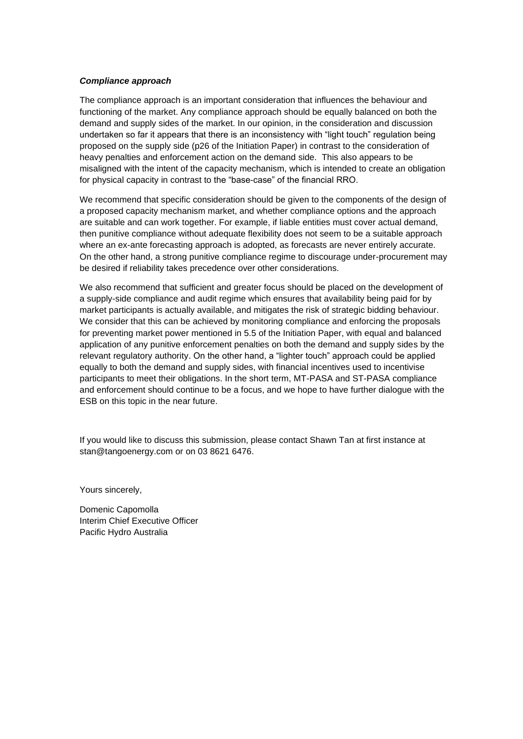***Compliance approach***

The compliance approach is an important consideration that influences the behaviour and functioning of the market. Any compliance approach should be equally balanced on both the demand and supply sides of the market. In our opinion, in the consideration and discussion undertaken so far it appears that there is an inconsistency with “light touch” regulation being proposed on the supply side (p26 of the Initiation Paper) in contrast to the consideration of heavy penalties and enforcement action on the demand side. This also appears to be misaligned with the intent of the capacity mechanism, which is intended to create an obligation for physical capacity in contrast to the “base-case” of the financial RRO.

We recommend that specific consideration should be given to the components of the design of a proposed capacity mechanism market, and whether compliance options and the approach are suitable and can work together. For example, if liable entities must cover actual demand, then punitive compliance without adequate flexibility does not seem to be a suitable approach where an ex-ante forecasting approach is adopted, as forecasts are never entirely accurate. On the other hand, a strong punitive compliance regime to discourage under-procurement may be desired if reliability takes precedence over other considerations.

We also recommend that sufficient and greater focus should be placed on the development of a supply-side compliance and audit regime which ensures that availability being paid for by market participants is actually available, and mitigates the risk of strategic bidding behaviour. We consider that this can be achieved by monitoring compliance and enforcing the proposals for preventing market power mentioned in 5.5 of the Initiation Paper, with equal and balanced application of any punitive enforcement penalties on both the demand and supply sides by the relevant regulatory authority. On the other hand, a “lighter touch” approach could be applied equally to both the demand and supply sides, with financial incentives used to incentivise participants to meet their obligations. In the short term, MT-PASA and ST-PASA compliance and enforcement should continue to be a focus, and we hope to have further dialogue with the ESB on this topic in the near future.

If you would like to discuss this submission, please contact Shawn Tan at first instance at stan@tangoenergy.com or on 03 8621 6476.

Yours sincerely,

Domenic Capomolla
Interim Chief Executive Officer
Pacific Hydro Australia